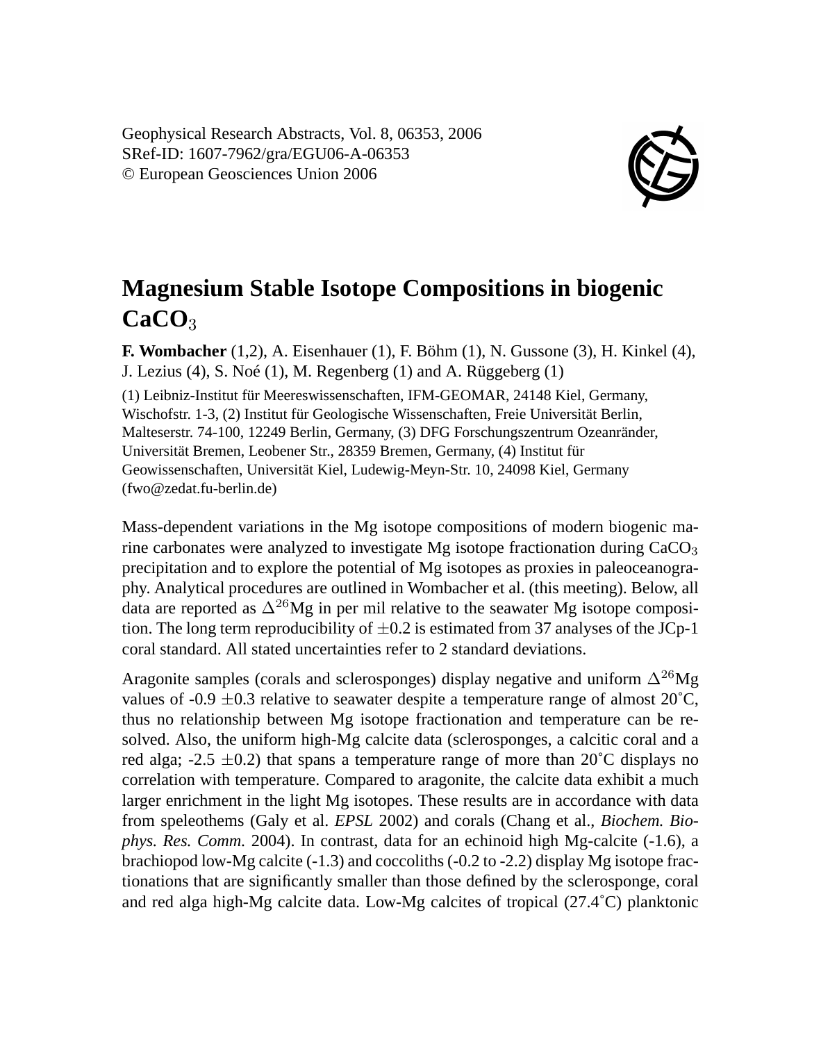# Magnesium Stable Isotope Compositions in biogenic $CaCO_3$

**F. Wombacher** [1,2], A. Eisenhauer [1], F. Böhm [1], N. Gussone [3], H. Kinkel [4], J. Lezius [4], S. Noé [1], M. Regenberg [1] and A. Rüggeberg [1]

[1] Leibniz-Institut für Meereswissenschaften, IFM-GEOMAR, 24148 Kiel, Germany, Wischofstr. 1-3, [2] Institut für Geologische Wissenschaften, Freie Universität Berlin, Malteserstr. 74-100, 12249 Berlin, Germany, [3] DFG Forschungszentrum Ozeanränder, Universität Bremen, Leobener Str., 28359 Bremen, Germany, [4] Institut für Geowissenschaften, Universität Kiel, Ludewig-Meyn-Str. 10, 24098 Kiel, Germany (fwo@zedat.fu-berlin.de)

Mass-dependent variations in the Mg isotope compositions of modern biogenic marine carbonates were analyzed to investigate Mg isotope fractionation during $CaCO_3$ precipitation and to explore the potential of Mg isotopes as proxies in paleoceanography. Analytical procedures are outlined in Wombacher et al. (this meeting). Below, all data are reported as $\Delta^{26}$Mg in per mil relative to the seawater Mg isotope composition. The long term reproducibility of $\pm$0.2 is estimated from 37 analyses of the JCp-1 coral standard. All stated uncertainties refer to 2 standard deviations.

Aragonite samples (corals and sclerosponges) display negative and uniform $\Delta^{26}$Mg values of -0.9 $\pm$0.3 relative to seawater despite a temperature range of almost 20˚C, thus no relationship between Mg isotope fractionation and temperature can be resolved. Also, the uniform high-Mg calcite data (sclerosponges, a calcitic coral and a red alga; -2.5 $\pm$0.2) that spans a temperature range of more than 20˚C displays no correlation with temperature. Compared to aragonite, the calcite data exhibit a much larger enrichment in the light Mg isotopes. These results are in accordance with data from speleothems (Galy et al. *EPSL* 2002) and corals (Chang et al., *Biochem. Biophys. Res. Comm.* 2004). In contrast, data for an echinoid high Mg-calcite (-1.6), a brachiopod low-Mg calcite (-1.3) and coccoliths (-0.2 to -2.2) display Mg isotope fractionations that are significantly smaller than those defined by the sclerosponge, coral and red alga high-Mg calcite data. Low-Mg calcites of tropical (27.4˚C) planktonic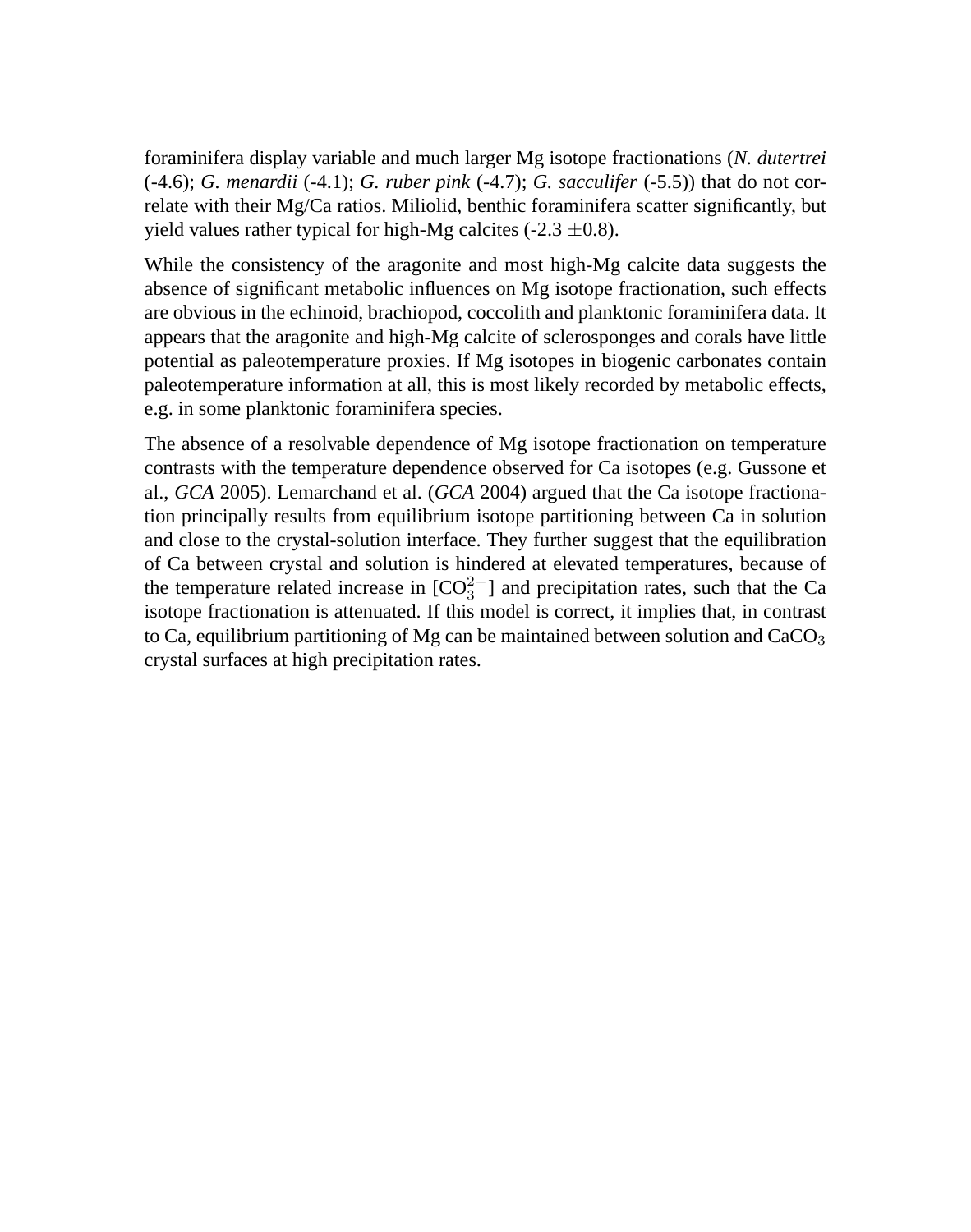foraminifera display variable and much larger Mg isotope fractionations (*N. dutertrei* (-4.6); *G. menardii* (-4.1); *G. ruber pink* (-4.7); *G. sacculifer* (-5.5)) that do not correlate with their Mg/Ca ratios. Miliolid, benthic foraminifera scatter significantly, but yield values rather typical for high-Mg calcites (-2.3 $\pm$0.8).

While the consistency of the aragonite and most high-Mg calcite data suggests the absence of significant metabolic influences on Mg isotope fractionation, such effects are obvious in the echinoid, brachiopod, coccolith and planktonic foraminifera data. It appears that the aragonite and high-Mg calcite of sclerosponges and corals have little potential as paleotemperature proxies. If Mg isotopes in biogenic carbonates contain paleotemperature information at all, this is most likely recorded by metabolic effects, e.g. in some planktonic foraminifera species.

The absence of a resolvable dependence of Mg isotope fractionation on temperature contrasts with the temperature dependence observed for Ca isotopes (e.g. Gussone et al., *GCA* 2005). Lemarchand et al. (*GCA* 2004) argued that the Ca isotope fractionation principally results from equilibrium isotope partitioning between Ca in solution and close to the crystal-solution interface. They further suggest that the equilibration of Ca between crystal and solution is hindered at elevated temperatures, because of the temperature related increase in $[CO_3^{2-}]$ and precipitation rates, such that the Ca isotope fractionation is attenuated. If this model is correct, it implies that, in contrast to Ca, equilibrium partitioning of Mg can be maintained between solution and $CaCO_3$ crystal surfaces at high precipitation rates.